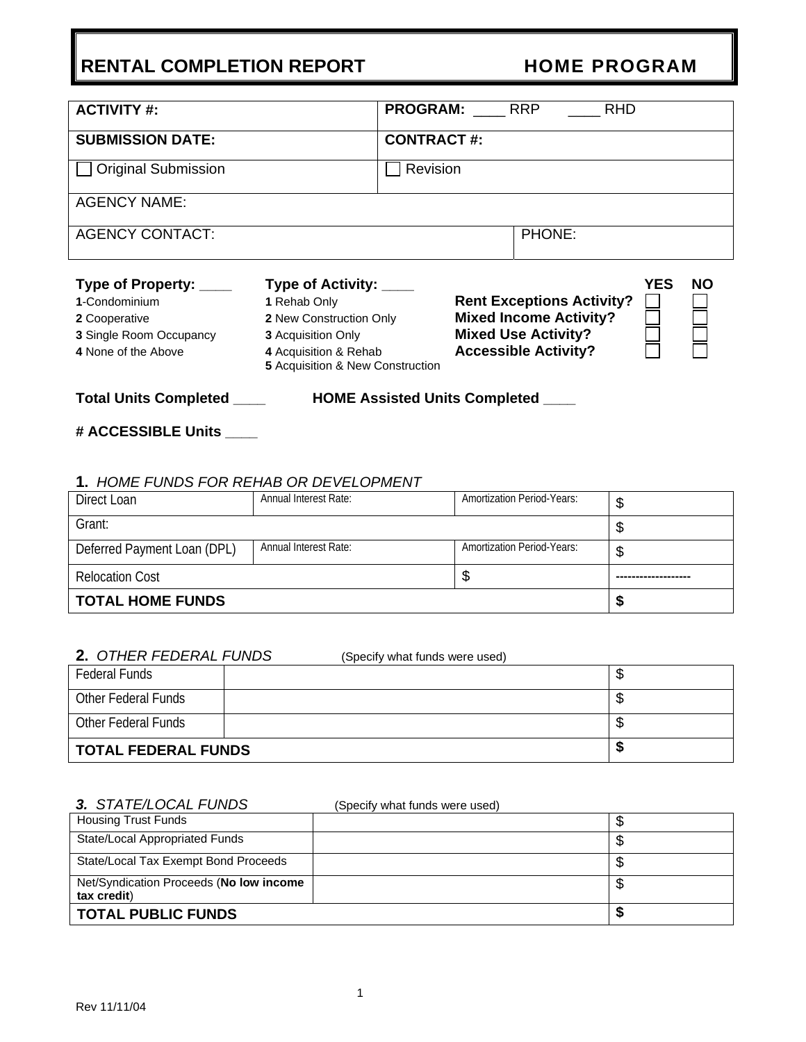# RENTAL COMPLETION REPORT HOME PROGRAM

| **ACTIVITY #:** | **PROGRAM:** ____ RRP ____ RHD |
|---|---|
| **SUBMISSION DATE:** | **CONTRACT #:** |
| ☐ Original Submission | ☐ Revision |
| AGENCY NAME: | |
| AGENCY CONTACT: | PHONE: |

**Type of Property: ____**
**1**-Condominium
**2** Cooperative
**3** Single Room Occupancy
**4** None of the Above

**Type of Activity: ____**
**1** Rehab Only
**2** New Construction Only
**3** Acquisition Only
**4** Acquisition & Rehab
**5** Acquisition & New Construction

| | YES | NO |
|---|---|---|
| **Rent Exceptions Activity?** | ☐ | ☐ |
| **Mixed Income Activity?** | ☐ | ☐ |
| **Mixed Use Activity?** | ☐ | ☐ |
| **Accessible Activity?** | ☐ | ☐ |

**Total Units Completed ____** **HOME Assisted Units Completed ____**

**# ACCESSIBLE Units ____**

**1.** *HOME FUNDS FOR REHAB OR DEVELOPMENT*

| | | | |
|---|---|---|---|
| Direct Loan | Annual Interest Rate: | Amortization Period-Years: | $ |
| Grant: | | | $ |
| Deferred Payment Loan (DPL) | Annual Interest Rate: | Amortization Period-Years: | $ |
| Relocation Cost | | $ | ------------------- |
| **TOTAL HOME FUNDS** | | | **$** |

**2.** *OTHER FEDERAL FUNDS* (Specify what funds were used)

| | | |
|---|---|---|
| Federal Funds | | $ |
| Other Federal Funds | | $ |
| Other Federal Funds | | $ |
| **TOTAL FEDERAL FUNDS** | | **$** |

***3.*** *STATE/LOCAL FUNDS* (Specify what funds were used)

| | | |
|---|---|---|
| Housing Trust Funds | | $ |
| State/Local Appropriated Funds | | $ |
| State/Local Tax Exempt Bond Proceeds | | $ |
| Net/Syndication Proceeds (**No low income tax credit**) | | $ |
| **TOTAL PUBLIC FUNDS** | | **$** |

Rev 11/11/04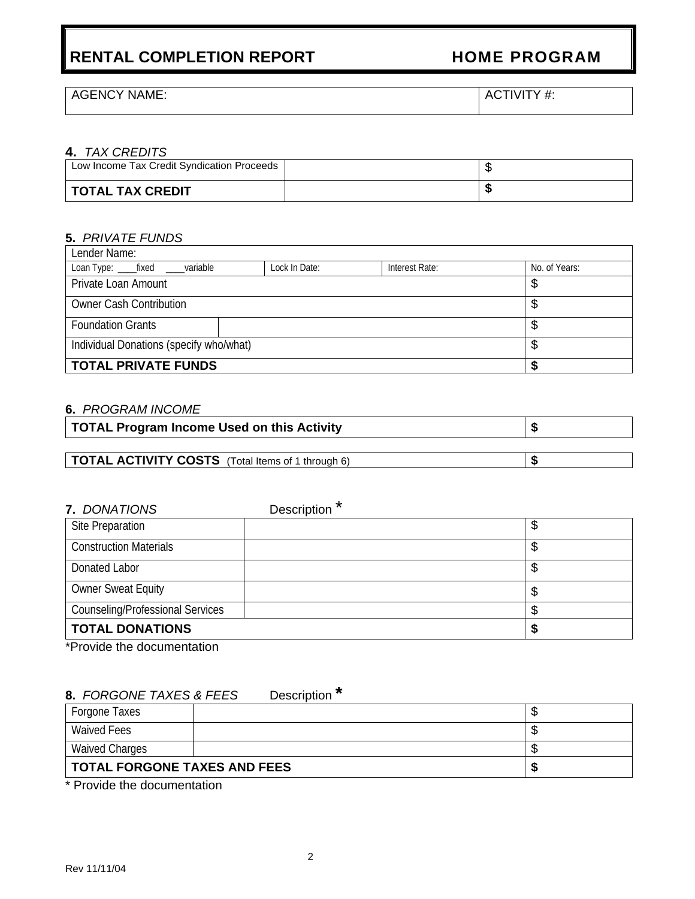# RENTAL COMPLETION REPORT — HOME PROGRAM

| AGENCY NAME: | ACTIVITY #: |
|---|---|

**4.** *TAX CREDITS*

| Low Income Tax Credit Syndication Proceeds | | $ |
|---|---|---|
| **TOTAL TAX CREDIT** | | **$** |

**5.** *PRIVATE FUNDS*

| Lender Name: | | | |
|---|---|---|---|
| Loan Type: ____fixed ____variable | Lock In Date: | Interest Rate: | No. of Years: |
| Private Loan Amount | | | $ |
| Owner Cash Contribution | | | $ |
| Foundation Grants | | | $ |
| Individual Donations (specify who/what) | | | $ |
| **TOTAL PRIVATE FUNDS** | | | **$** |

**6.** *PROGRAM INCOME*

| **TOTAL Program Income Used on this Activity** | **$** |
|---|---|

| **TOTAL ACTIVITY COSTS** (Total Items of 1 through 6) | **$** |
|---|---|

**7.** *DONATIONS* Description *

| Site Preparation | | $ |
|---|---|---|
| Construction Materials | | $ |
| Donated Labor | | $ |
| Owner Sweat Equity | | $ |
| Counseling/Professional Services | | $ |
| **TOTAL DONATIONS** | | **$** |

*Provide the documentation

**8.** *FORGONE TAXES & FEES* Description *

| Forgone Taxes | | $ |
|---|---|---|
| Waived Fees | | $ |
| Waived Charges | | $ |
| **TOTAL FORGONE TAXES AND FEES** | | **$** |

* Provide the documentation

Rev 11/11/04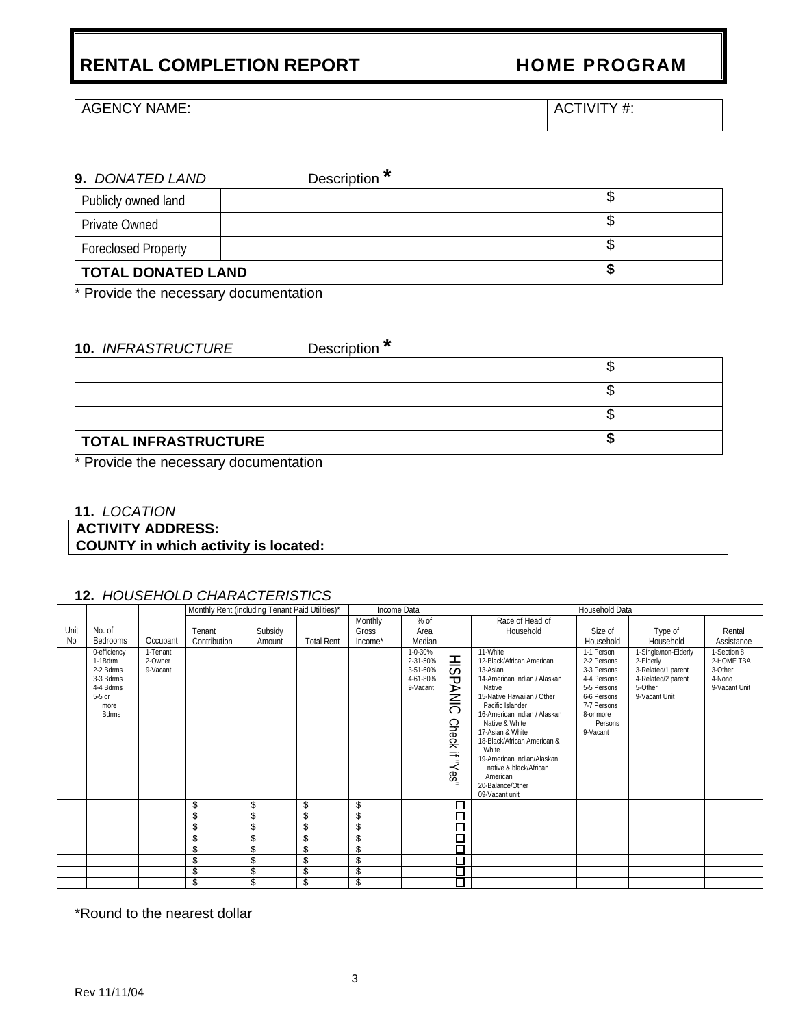# RENTAL COMPLETION REPORT HOME PROGRAM

| AGENCY NAME: | ACTIVITY #: |
|---|---|

**9.** *DONATED LAND* Description *

| | | |
|---|---|---|
| Publicly owned land | | $ |
| Private Owned | | $ |
| Foreclosed Property | | $ |
| **TOTAL DONATED LAND** | | **$** |

* Provide the necessary documentation

**10.** *INFRASTRUCTURE* Description *

| | |
|---|---|
| | $ |
| | $ |
| | $ |
| **TOTAL INFRASTRUCTURE** | **$** |

* Provide the necessary documentation

**11.** *LOCATION*

| **ACTIVITY ADDRESS:** |
|---|
| **COUNTY in which activity is located:** |

**12.** *HOUSEHOLD CHARACTERISTICS*

| | | | Monthly Rent (including Tenant Paid Utilities)* | | | Income Data | | Household Data | | | | |
|---|---|---|---|---|---|---|---|---|---|---|---|---|
| Unit No | No. of Bedrooms | Occupant | Tenant Contribution | Subsidy Amount | Total Rent | Monthly Gross Income* | % of Area Median | | Race of Head of Household | Size of Household | Type of Household | Rental Assistance |
| | 0-efficiency<br>1-1Bdrm<br>2-2 Bdrms<br>3-3 Bdrms<br>4-4 Bdrms<br>5-5 or more Bdrms | 1-Tenant<br>2-Owner<br>9-Vacant | | | | | 1-0-30%<br>2-31-50%<br>3-51-60%<br>4-61-80%<br>9-Vacant | HISPANIC Check if "Yes" | 11-White<br>12-Black/African American<br>13-Asian<br>14-American Indian / Alaskan Native<br>15-Native Hawaiian / Other Pacific Islander<br>16-American Indian / Alaskan Native & White<br>17-Asian & White<br>18-Black/African American & White<br>19-American Indian/Alaskan native & black/African American<br>20-Balance/Other<br>09-Vacant unit | 1-1 Person<br>2-2 Persons<br>3-3 Persons<br>4-4 Persons<br>5-5 Persons<br>6-6 Persons<br>7-7 Persons<br>8-or more Persons<br>9-Vacant | 1-Single/non-Elderly<br>2-Elderly<br>3-Related/1 parent<br>4-Related/2 parent<br>5-Other<br>9-Vacant Unit | 1-Section 8<br>2-HOME TBA<br>3-Other<br>4-Nono<br>9-Vacant Unit |
| | | | $ | $ | $ | $ | | ☐ | | | | |
| | | | $ | $ | $ | $ | | ☐ | | | | |
| | | | $ | $ | $ | $ | | ☐ | | | | |
| | | | $ | $ | $ | $ | | ☐ | | | | |
| | | | $ | $ | $ | $ | | ☐ | | | | |
| | | | $ | $ | $ | $ | | ☐ | | | | |
| | | | $ | $ | $ | $ | | ☐ | | | | |
| | | | $ | $ | $ | $ | | ☐ | | | | |

*Round to the nearest dollar

Rev 11/11/04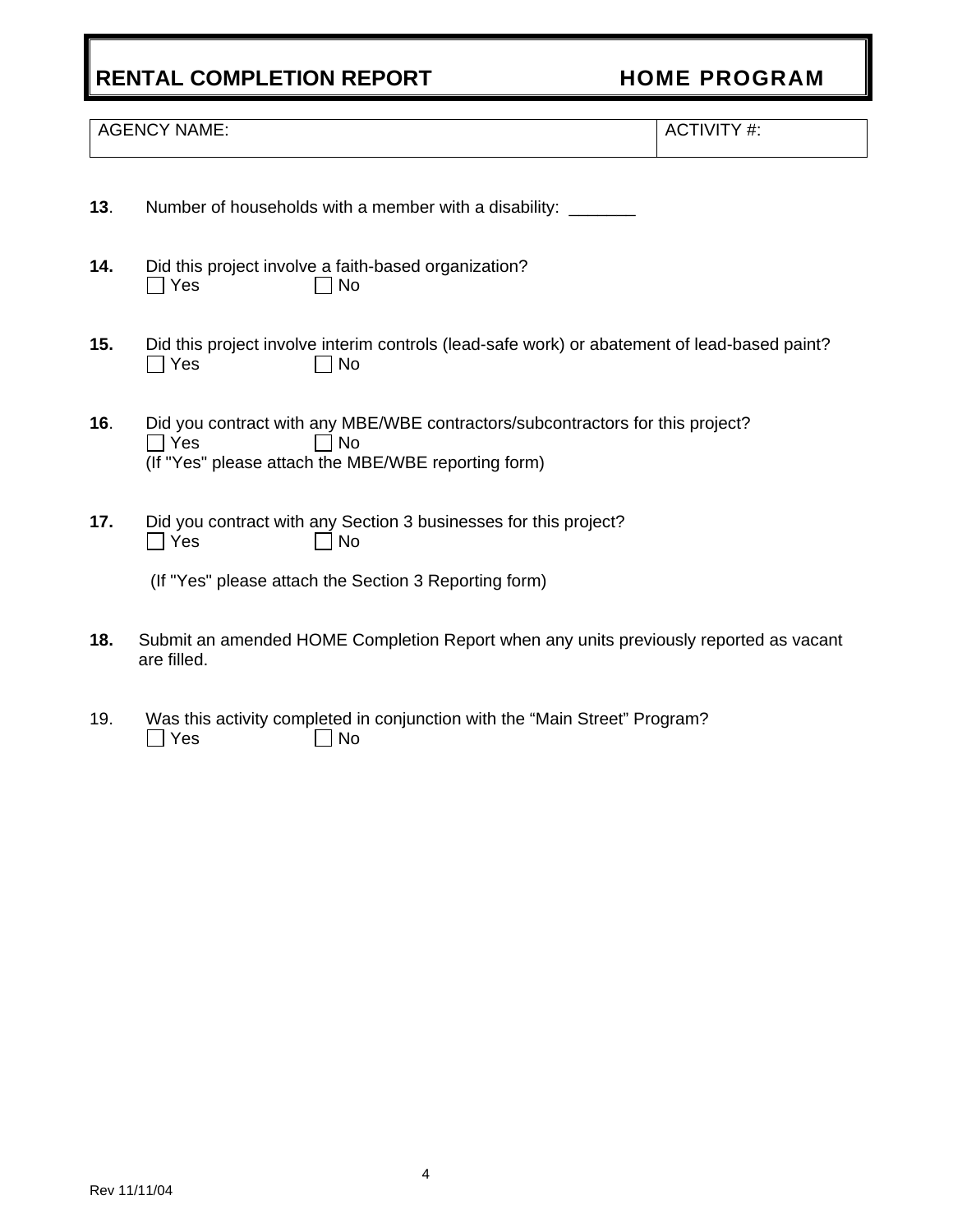# RENTAL COMPLETION REPORT HOME PROGRAM

| AGENCY NAME: | ACTIVITY #: |
|---|---|

**13**. Number of households with a member with a disability: _______

**14.** Did this project involve a faith-based organization?
☐ Yes ☐ No

**15.** Did this project involve interim controls (lead-safe work) or abatement of lead-based paint?
☐ Yes ☐ No

**16**. Did you contract with any MBE/WBE contractors/subcontractors for this project?
☐ Yes ☐ No
(If "Yes" please attach the MBE/WBE reporting form)

**17.** Did you contract with any Section 3 businesses for this project?
☐ Yes ☐ No

(If "Yes" please attach the Section 3 Reporting form)

**18.** Submit an amended HOME Completion Report when any units previously reported as vacant are filled.

19. Was this activity completed in conjunction with the “Main Street” Program?
☐ Yes ☐ No

Rev 11/11/04